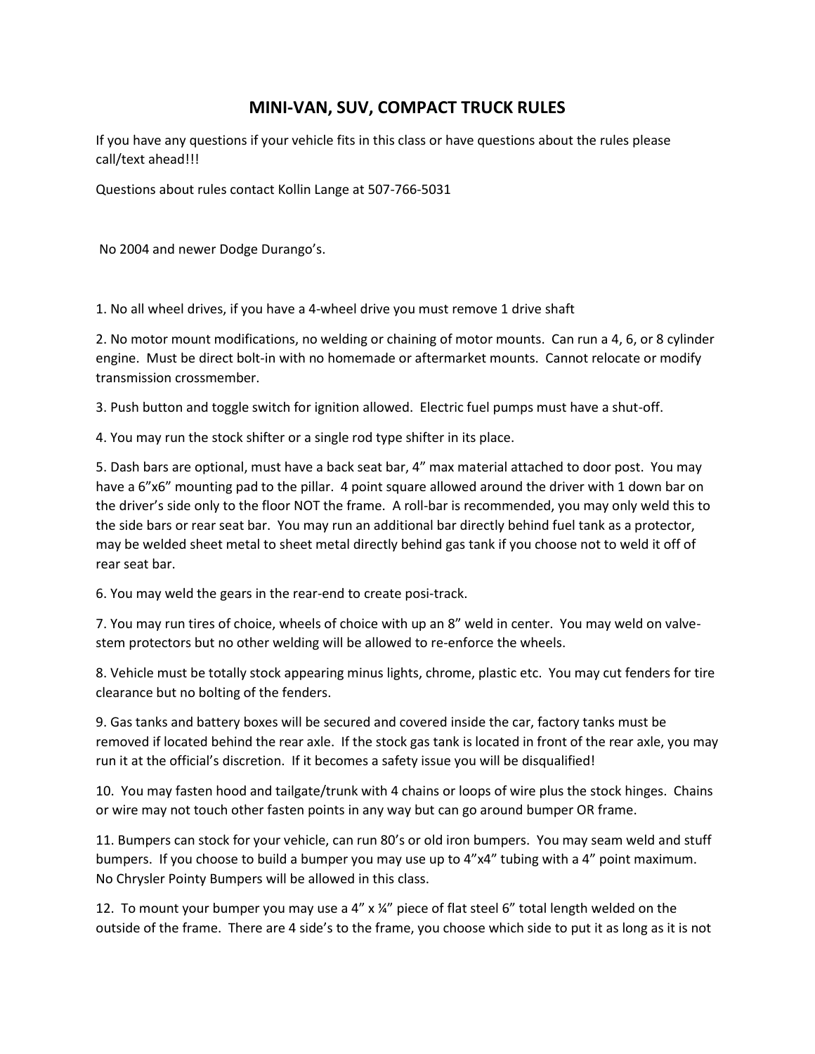# MINI-VAN, SUV, COMPACT TRUCK RULES

If you have any questions if your vehicle fits in this class or have questions about the rules please call/text ahead!!!

Questions about rules contact Kollin Lange at 507-766-5031

No 2004 and newer Dodge Durango's.

1. No all wheel drives, if you have a 4-wheel drive you must remove 1 drive shaft

2. No motor mount modifications, no welding or chaining of motor mounts. Can run a 4, 6, or 8 cylinder engine. Must be direct bolt-in with no homemade or aftermarket mounts. Cannot relocate or modify transmission crossmember.

3. Push button and toggle switch for ignition allowed. Electric fuel pumps must have a shut-off.

4. You may run the stock shifter or a single rod type shifter in its place.

5. Dash bars are optional, must have a back seat bar, 4" max material attached to door post. You may have a 6"x6" mounting pad to the pillar. 4 point square allowed around the driver with 1 down bar on the driver's side only to the floor NOT the frame. A roll-bar is recommended, you may only weld this to the side bars or rear seat bar. You may run an additional bar directly behind fuel tank as a protector, may be welded sheet metal to sheet metal directly behind gas tank if you choose not to weld it off of rear seat bar.

6. You may weld the gears in the rear-end to create posi-track.

7. You may run tires of choice, wheels of choice with up an 8" weld in center. You may weld on valve-stem protectors but no other welding will be allowed to re-enforce the wheels.

8. Vehicle must be totally stock appearing minus lights, chrome, plastic etc. You may cut fenders for tire clearance but no bolting of the fenders.

9. Gas tanks and battery boxes will be secured and covered inside the car, factory tanks must be removed if located behind the rear axle. If the stock gas tank is located in front of the rear axle, you may run it at the official's discretion. If it becomes a safety issue you will be disqualified!

10. You may fasten hood and tailgate/trunk with 4 chains or loops of wire plus the stock hinges. Chains or wire may not touch other fasten points in any way but can go around bumper OR frame.

11. Bumpers can stock for your vehicle, can run 80's or old iron bumpers. You may seam weld and stuff bumpers. If you choose to build a bumper you may use up to 4"x4" tubing with a 4" point maximum. No Chrysler Pointy Bumpers will be allowed in this class.

12. To mount your bumper you may use a 4" x ¼" piece of flat steel 6" total length welded on the outside of the frame. There are 4 side's to the frame, you choose which side to put it as long as it is not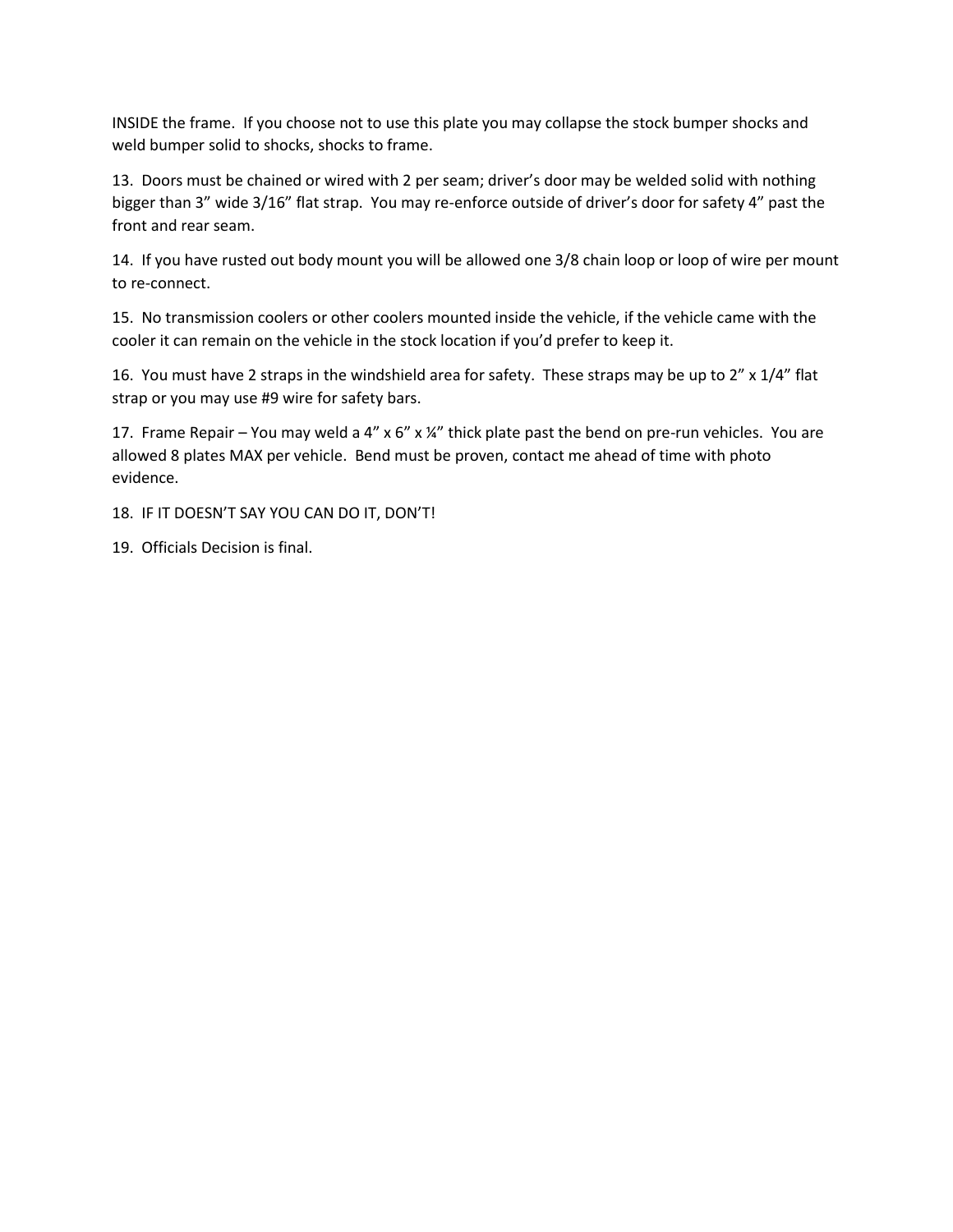INSIDE the frame. If you choose not to use this plate you may collapse the stock bumper shocks and weld bumper solid to shocks, shocks to frame.

13. Doors must be chained or wired with 2 per seam; driver's door may be welded solid with nothing bigger than 3" wide 3/16" flat strap. You may re-enforce outside of driver's door for safety 4" past the front and rear seam.

14. If you have rusted out body mount you will be allowed one 3/8 chain loop or loop of wire per mount to re-connect.

15. No transmission coolers or other coolers mounted inside the vehicle, if the vehicle came with the cooler it can remain on the vehicle in the stock location if you'd prefer to keep it.

16. You must have 2 straps in the windshield area for safety. These straps may be up to 2" x 1/4" flat strap or you may use #9 wire for safety bars.

17. Frame Repair – You may weld a 4" x 6" x ¼" thick plate past the bend on pre-run vehicles. You are allowed 8 plates MAX per vehicle. Bend must be proven, contact me ahead of time with photo evidence.

18. IF IT DOESN'T SAY YOU CAN DO IT, DON'T!

19. Officials Decision is final.